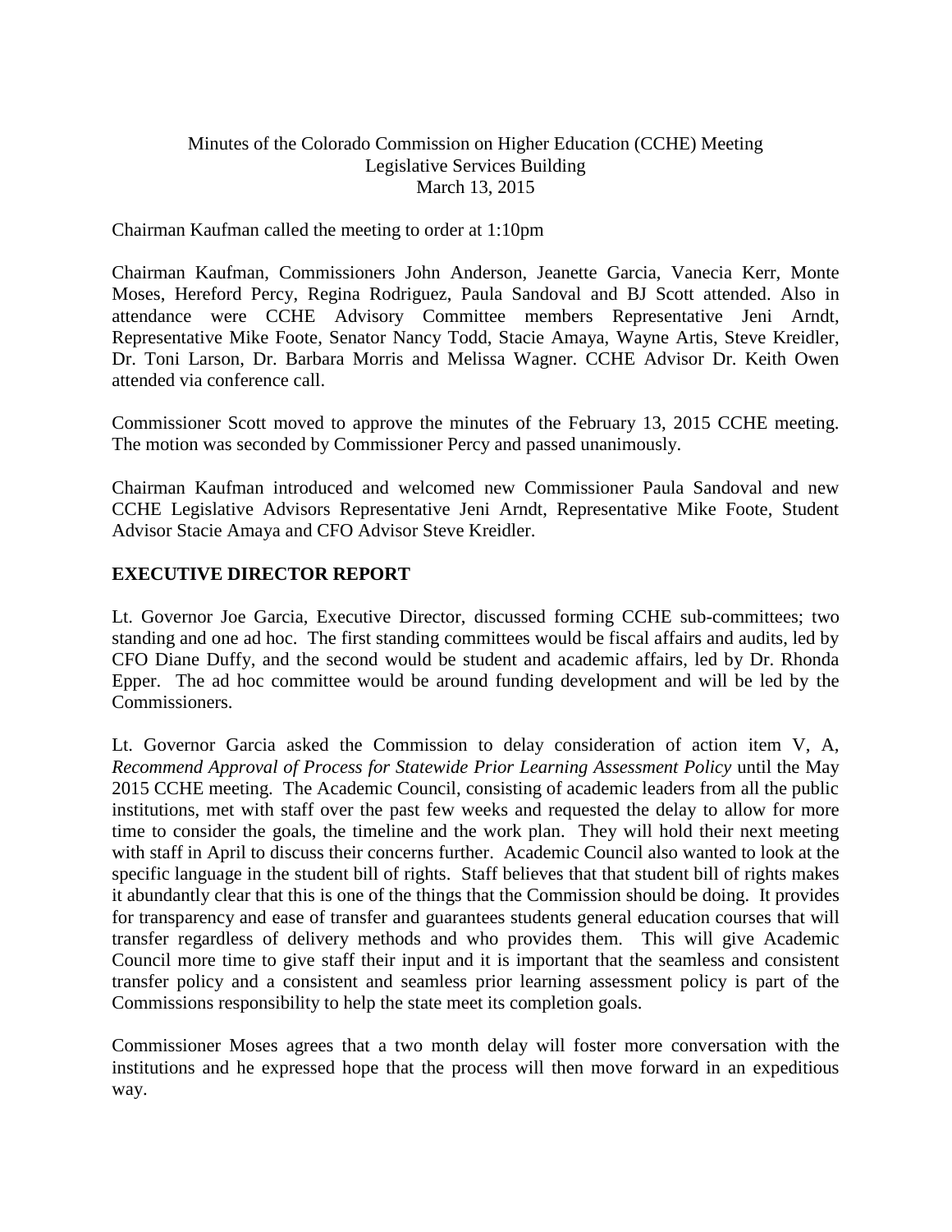Minutes of the Colorado Commission on Higher Education (CCHE) Meeting
Legislative Services Building
March 13, 2015

Chairman Kaufman called the meeting to order at 1:10pm

Chairman Kaufman, Commissioners John Anderson, Jeanette Garcia, Vanecia Kerr, Monte Moses, Hereford Percy, Regina Rodriguez, Paula Sandoval and BJ Scott attended. Also in attendance were CCHE Advisory Committee members Representative Jeni Arndt, Representative Mike Foote, Senator Nancy Todd, Stacie Amaya, Wayne Artis, Steve Kreidler, Dr. Toni Larson, Dr. Barbara Morris and Melissa Wagner. CCHE Advisor Dr. Keith Owen attended via conference call.

Commissioner Scott moved to approve the minutes of the February 13, 2015 CCHE meeting. The motion was seconded by Commissioner Percy and passed unanimously.

Chairman Kaufman introduced and welcomed new Commissioner Paula Sandoval and new CCHE Legislative Advisors Representative Jeni Arndt, Representative Mike Foote, Student Advisor Stacie Amaya and CFO Advisor Steve Kreidler.

## EXECUTIVE DIRECTOR REPORT

Lt. Governor Joe Garcia, Executive Director, discussed forming CCHE sub-committees; two standing and one ad hoc. The first standing committees would be fiscal affairs and audits, led by CFO Diane Duffy, and the second would be student and academic affairs, led by Dr. Rhonda Epper. The ad hoc committee would be around funding development and will be led by the Commissioners.

Lt. Governor Garcia asked the Commission to delay consideration of action item V, A, *Recommend Approval of Process for Statewide Prior Learning Assessment Policy* until the May 2015 CCHE meeting. The Academic Council, consisting of academic leaders from all the public institutions, met with staff over the past few weeks and requested the delay to allow for more time to consider the goals, the timeline and the work plan. They will hold their next meeting with staff in April to discuss their concerns further. Academic Council also wanted to look at the specific language in the student bill of rights. Staff believes that that student bill of rights makes it abundantly clear that this is one of the things that the Commission should be doing. It provides for transparency and ease of transfer and guarantees students general education courses that will transfer regardless of delivery methods and who provides them. This will give Academic Council more time to give staff their input and it is important that the seamless and consistent transfer policy and a consistent and seamless prior learning assessment policy is part of the Commissions responsibility to help the state meet its completion goals.

Commissioner Moses agrees that a two month delay will foster more conversation with the institutions and he expressed hope that the process will then move forward in an expeditious way.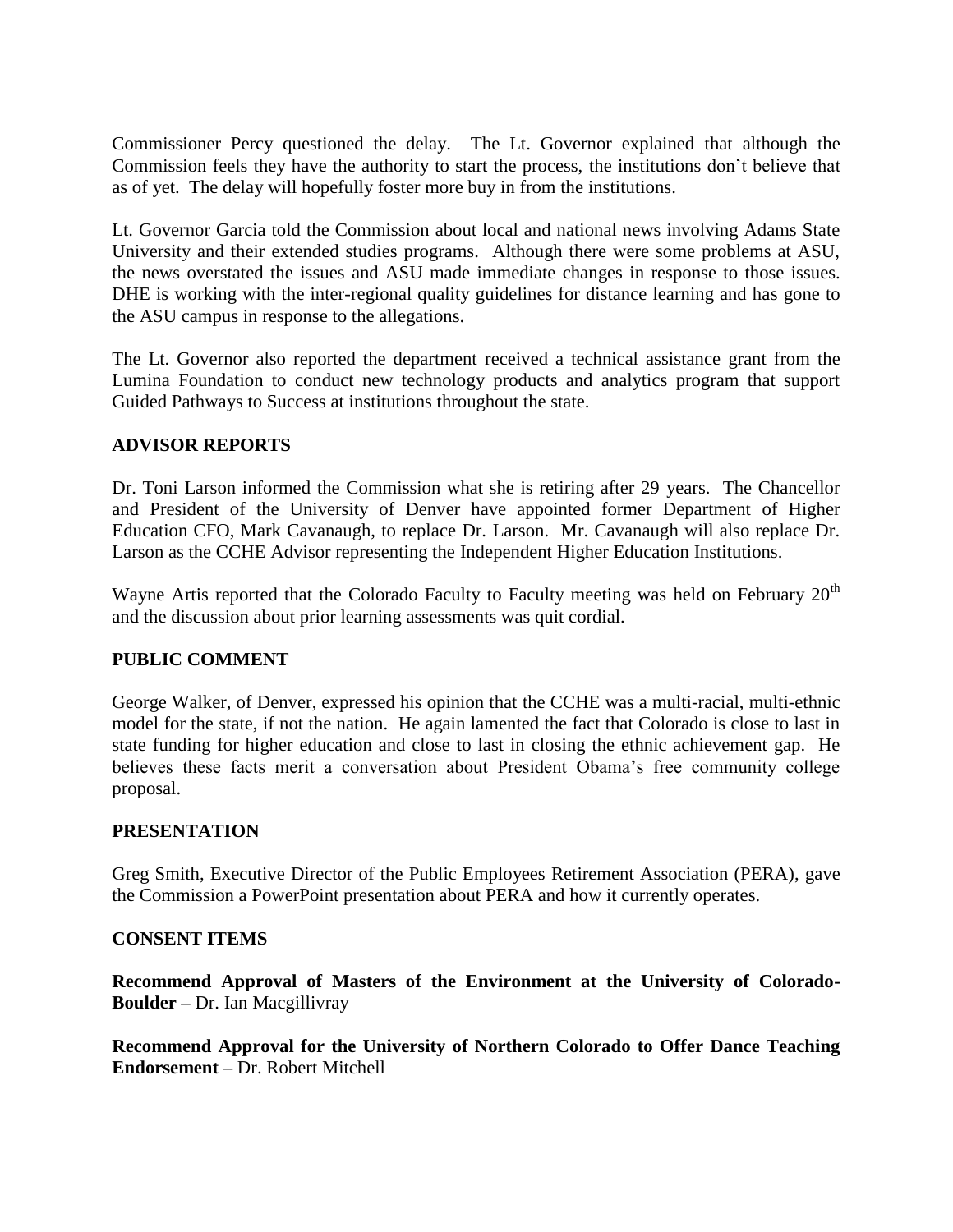Commissioner Percy questioned the delay. The Lt. Governor explained that although the Commission feels they have the authority to start the process, the institutions don't believe that as of yet. The delay will hopefully foster more buy in from the institutions.

Lt. Governor Garcia told the Commission about local and national news involving Adams State University and their extended studies programs. Although there were some problems at ASU, the news overstated the issues and ASU made immediate changes in response to those issues. DHE is working with the inter-regional quality guidelines for distance learning and has gone to the ASU campus in response to the allegations.

The Lt. Governor also reported the department received a technical assistance grant from the Lumina Foundation to conduct new technology products and analytics program that support Guided Pathways to Success at institutions throughout the state.

## ADVISOR REPORTS

Dr. Toni Larson informed the Commission what she is retiring after 29 years. The Chancellor and President of the University of Denver have appointed former Department of Higher Education CFO, Mark Cavanaugh, to replace Dr. Larson. Mr. Cavanaugh will also replace Dr. Larson as the CCHE Advisor representing the Independent Higher Education Institutions.

Wayne Artis reported that the Colorado Faculty to Faculty meeting was held on February 20th and the discussion about prior learning assessments was quit cordial.

## PUBLIC COMMENT

George Walker, of Denver, expressed his opinion that the CCHE was a multi-racial, multi-ethnic model for the state, if not the nation. He again lamented the fact that Colorado is close to last in state funding for higher education and close to last in closing the ethnic achievement gap. He believes these facts merit a conversation about President Obama's free community college proposal.

## PRESENTATION

Greg Smith, Executive Director of the Public Employees Retirement Association (PERA), gave the Commission a PowerPoint presentation about PERA and how it currently operates.

## CONSENT ITEMS

**Recommend Approval of Masters of the Environment at the University of Colorado-Boulder –** Dr. Ian Macgillivray

**Recommend Approval for the University of Northern Colorado to Offer Dance Teaching Endorsement –** Dr. Robert Mitchell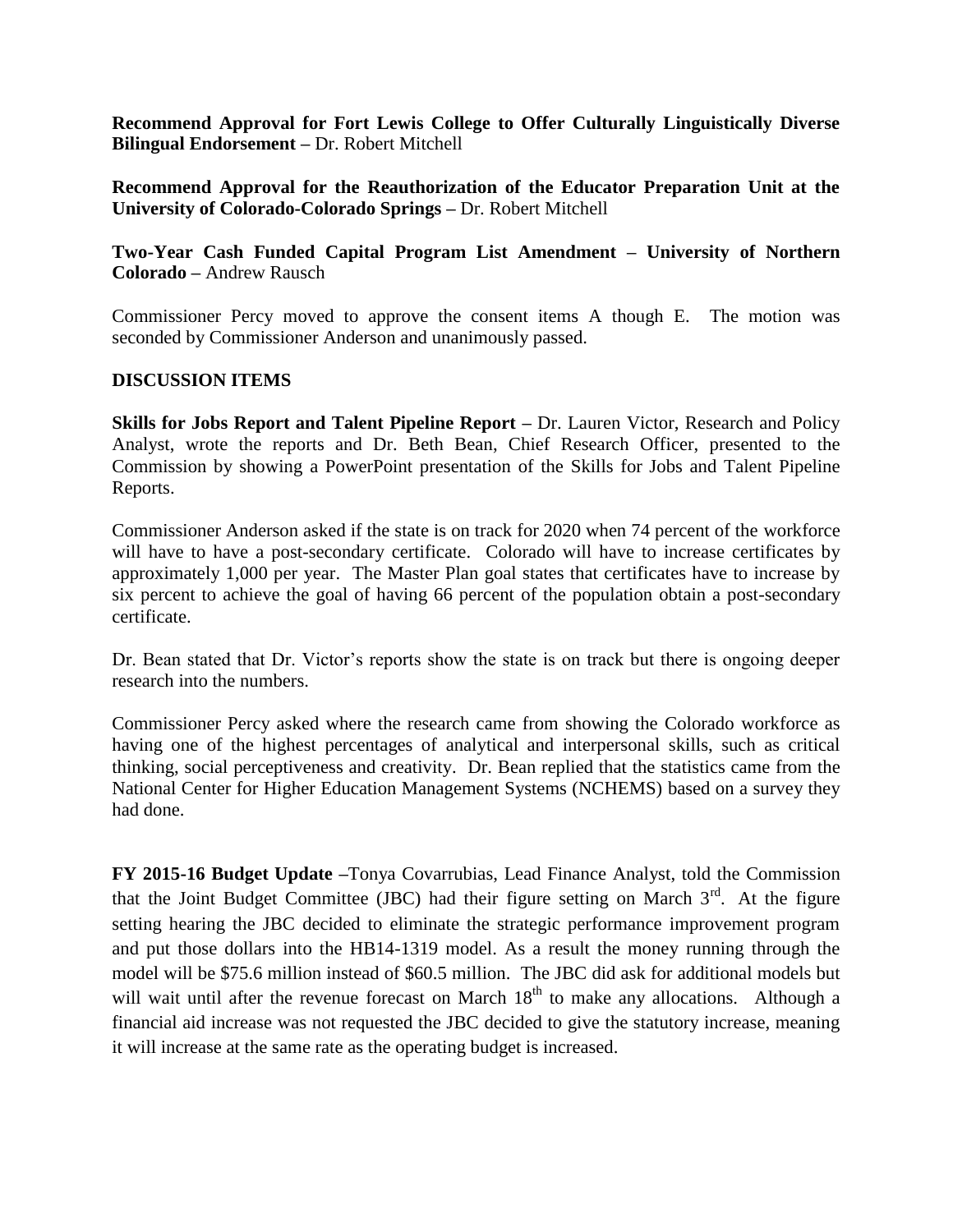**Recommend Approval for Fort Lewis College to Offer Culturally Linguistically Diverse Bilingual Endorsement –** Dr. Robert Mitchell

**Recommend Approval for the Reauthorization of the Educator Preparation Unit at the University of Colorado-Colorado Springs –** Dr. Robert Mitchell

**Two-Year Cash Funded Capital Program List Amendment – University of Northern Colorado –** Andrew Rausch

Commissioner Percy moved to approve the consent items A though E. The motion was seconded by Commissioner Anderson and unanimously passed.

**DISCUSSION ITEMS**

**Skills for Jobs Report and Talent Pipeline Report –** Dr. Lauren Victor, Research and Policy Analyst, wrote the reports and Dr. Beth Bean, Chief Research Officer, presented to the Commission by showing a PowerPoint presentation of the Skills for Jobs and Talent Pipeline Reports.

Commissioner Anderson asked if the state is on track for 2020 when 74 percent of the workforce will have to have a post-secondary certificate. Colorado will have to increase certificates by approximately 1,000 per year. The Master Plan goal states that certificates have to increase by six percent to achieve the goal of having 66 percent of the population obtain a post-secondary certificate.

Dr. Bean stated that Dr. Victor's reports show the state is on track but there is ongoing deeper research into the numbers.

Commissioner Percy asked where the research came from showing the Colorado workforce as having one of the highest percentages of analytical and interpersonal skills, such as critical thinking, social perceptiveness and creativity. Dr. Bean replied that the statistics came from the National Center for Higher Education Management Systems (NCHEMS) based on a survey they had done.

**FY 2015-16 Budget Update –**Tonya Covarrubias, Lead Finance Analyst, told the Commission that the Joint Budget Committee (JBC) had their figure setting on March 3rd. At the figure setting hearing the JBC decided to eliminate the strategic performance improvement program and put those dollars into the HB14-1319 model. As a result the money running through the model will be $75.6 million instead of $60.5 million. The JBC did ask for additional models but will wait until after the revenue forecast on March 18th to make any allocations. Although a financial aid increase was not requested the JBC decided to give the statutory increase, meaning it will increase at the same rate as the operating budget is increased.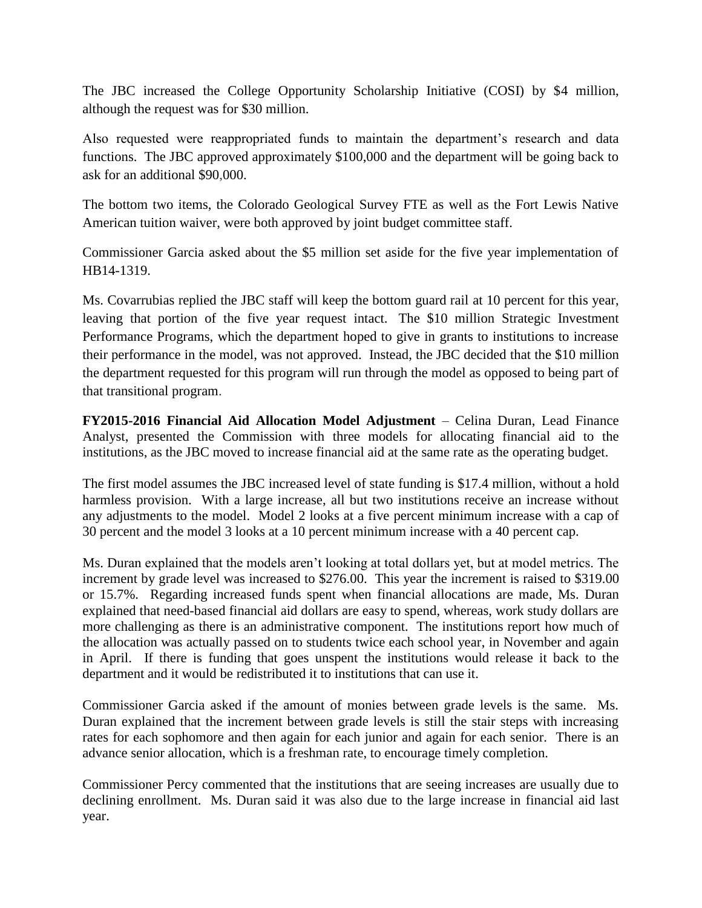The JBC increased the College Opportunity Scholarship Initiative (COSI) by $4 million, although the request was for $30 million.

Also requested were reappropriated funds to maintain the department's research and data functions. The JBC approved approximately $100,000 and the department will be going back to ask for an additional $90,000.

The bottom two items, the Colorado Geological Survey FTE as well as the Fort Lewis Native American tuition waiver, were both approved by joint budget committee staff.

Commissioner Garcia asked about the $5 million set aside for the five year implementation of HB14-1319.

Ms. Covarrubias replied the JBC staff will keep the bottom guard rail at 10 percent for this year, leaving that portion of the five year request intact. The $10 million Strategic Investment Performance Programs, which the department hoped to give in grants to institutions to increase their performance in the model, was not approved. Instead, the JBC decided that the $10 million the department requested for this program will run through the model as opposed to being part of that transitional program.

**FY2015-2016 Financial Aid Allocation Model Adjustment** – Celina Duran, Lead Finance Analyst, presented the Commission with three models for allocating financial aid to the institutions, as the JBC moved to increase financial aid at the same rate as the operating budget.

The first model assumes the JBC increased level of state funding is $17.4 million, without a hold harmless provision. With a large increase, all but two institutions receive an increase without any adjustments to the model. Model 2 looks at a five percent minimum increase with a cap of 30 percent and the model 3 looks at a 10 percent minimum increase with a 40 percent cap.

Ms. Duran explained that the models aren't looking at total dollars yet, but at model metrics. The increment by grade level was increased to $276.00. This year the increment is raised to $319.00 or 15.7%. Regarding increased funds spent when financial allocations are made, Ms. Duran explained that need-based financial aid dollars are easy to spend, whereas, work study dollars are more challenging as there is an administrative component. The institutions report how much of the allocation was actually passed on to students twice each school year, in November and again in April. If there is funding that goes unspent the institutions would release it back to the department and it would be redistributed it to institutions that can use it.

Commissioner Garcia asked if the amount of monies between grade levels is the same. Ms. Duran explained that the increment between grade levels is still the stair steps with increasing rates for each sophomore and then again for each junior and again for each senior. There is an advance senior allocation, which is a freshman rate, to encourage timely completion.

Commissioner Percy commented that the institutions that are seeing increases are usually due to declining enrollment. Ms. Duran said it was also due to the large increase in financial aid last year.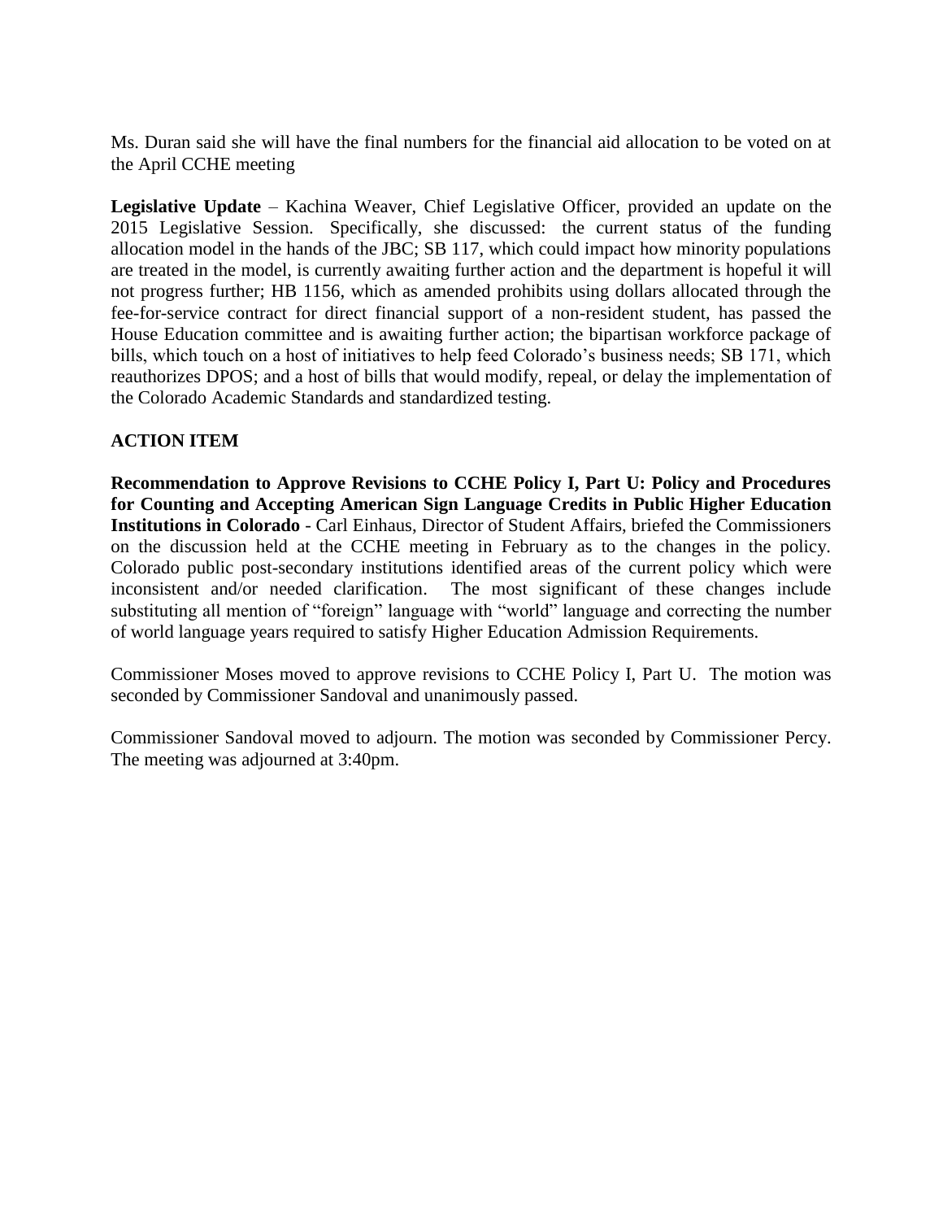Ms. Duran said she will have the final numbers for the financial aid allocation to be voted on at the April CCHE meeting

**Legislative Update** – Kachina Weaver, Chief Legislative Officer, provided an update on the 2015 Legislative Session. Specifically, she discussed: the current status of the funding allocation model in the hands of the JBC; SB 117, which could impact how minority populations are treated in the model, is currently awaiting further action and the department is hopeful it will not progress further; HB 1156, which as amended prohibits using dollars allocated through the fee-for-service contract for direct financial support of a non-resident student, has passed the House Education committee and is awaiting further action; the bipartisan workforce package of bills, which touch on a host of initiatives to help feed Colorado's business needs; SB 171, which reauthorizes DPOS; and a host of bills that would modify, repeal, or delay the implementation of the Colorado Academic Standards and standardized testing.

**ACTION ITEM**

**Recommendation to Approve Revisions to CCHE Policy I, Part U: Policy and Procedures for Counting and Accepting American Sign Language Credits in Public Higher Education Institutions in Colorado** - Carl Einhaus, Director of Student Affairs, briefed the Commissioners on the discussion held at the CCHE meeting in February as to the changes in the policy. Colorado public post-secondary institutions identified areas of the current policy which were inconsistent and/or needed clarification. The most significant of these changes include substituting all mention of "foreign" language with "world" language and correcting the number of world language years required to satisfy Higher Education Admission Requirements.

Commissioner Moses moved to approve revisions to CCHE Policy I, Part U. The motion was seconded by Commissioner Sandoval and unanimously passed.

Commissioner Sandoval moved to adjourn. The motion was seconded by Commissioner Percy. The meeting was adjourned at 3:40pm.